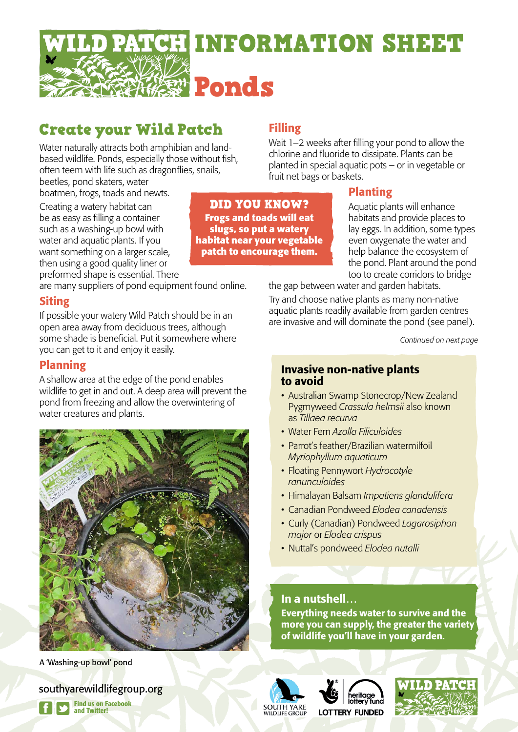# WILD PATCH INFORMATION SHEET

# Ponds

## Create your Wild Patch

Water naturally attracts both amphibian and land-based wildlife. Ponds, especially those without fish, often teem with life such as dragonflies, snails, beetles, pond skaters, water boatmen, frogs, toads and newts.

Creating a watery habitat can be as easy as filling a container such as a washing-up bowl with water and aquatic plants. If you want something on a larger scale, then using a good quality liner or preformed shape is essential. There are many suppliers of pond equipment found online.

### DID YOU KNOW?

**Frogs and toads will eat slugs, so put a watery habitat near your vegetable patch to encourage them.**

### Siting

If possible your watery Wild Patch should be in an open area away from deciduous trees, although some shade is beneficial. Put it somewhere where you can get to it and enjoy it easily.

### Planning

A shallow area at the edge of the pond enables wildlife to get in and out. A deep area will prevent the pond from freezing and allow the overwintering of water creatures and plants.

A 'Washing-up bowl' pond

### Filling

Wait 1–2 weeks after filling your pond to allow the chlorine and fluoride to dissipate. Plants can be planted in special aquatic pots – or in vegetable or fruit net bags or baskets.

### Planting

Aquatic plants will enhance habitats and provide places to lay eggs. In addition, some types even oxygenate the water and help balance the ecosystem of the pond. Plant around the pond too to create corridors to bridge the gap between water and garden habitats.

Try and choose native plants as many non-native aquatic plants readily available from garden centres are invasive and will dominate the pond (see panel).

*Continued on next page*

### Invasive non-native plants to avoid

- Australian Swamp Stonecrop/New Zealand Pygmyweed *Crassula helmsii* also known as *Tillaea recurva*
- Water Fern *Azolla Filiculoides*
- Parrot's feather/Brazilian watermilfoil *Myriophyllum aquaticum*
- Floating Pennywort *Hydrocotyle ranunculoides*
- Himalayan Balsam *Impatiens glandulifera*
- Canadian Pondweed *Elodea canadensis*
- Curly (Canadian) Pondweed *Lagarosiphon major* or *Elodea crispus*
- Nuttal's pondweed *Elodea nutalli*

### In a nutshell…

**Everything needs water to survive and the more you can supply, the greater the variety of wildlife you'll have in your garden.**

southyarewildlifegroup.org

Find us on Facebook and Twitter!

SOUTH YARE WILDLIFE GROUP

heritage lottery fund LOTTERY FUNDED

WILD PATCH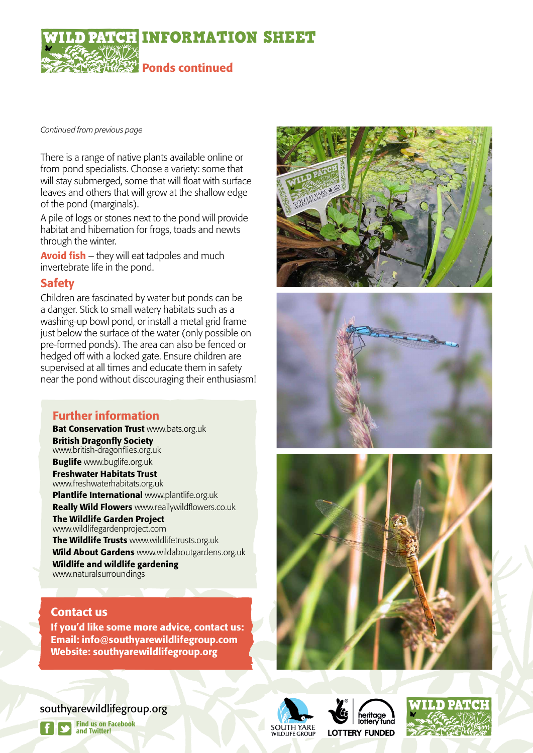# WILD PATCH INFORMATION SHEET

## Ponds continued

*Continued from previous page*

There is a range of native plants available online or from pond specialists. Choose a variety: some that will stay submerged, some that will float with surface leaves and others that will grow at the shallow edge of the pond (marginals).

A pile of logs or stones next to the pond will provide habitat and hibernation for frogs, toads and newts through the winter.

**Avoid fish** – they will eat tadpoles and much invertebrate life in the pond.

## Safety

Children are fascinated by water but ponds can be a danger. Stick to small watery habitats such as a washing-up bowl pond, or install a metal grid frame just below the surface of the water (only possible on pre-formed ponds). The area can also be fenced or hedged off with a locked gate. Ensure children are supervised at all times and educate them in safety near the pond without discouraging their enthusiasm!

## Further information

**Bat Conservation Trust** www.bats.org.uk
**British Dragonfly Society** www.british-dragonflies.org.uk
**Buglife** www.buglife.org.uk
**Freshwater Habitats Trust** www.freshwaterhabitats.org.uk
**Plantlife International** www.plantlife.org.uk
**Really Wild Flowers** www.reallywildflowers.co.uk
**The Wildlife Garden Project** www.wildlifegardenproject.com
**The Wildlife Trusts** www.wildlifetrusts.org.uk
**Wild About Gardens** www.wildaboutgardens.org.uk
**Wildlife and wildlife gardening** www.naturalsurroundings

## Contact us

**If you'd like some more advice, contact us:**
**Email: info@southyarewildlifegroup.com**
**Website: southyarewildlifegroup.org**

southyarewildlifegroup.org

Find us on Facebook and Twitter!

SOUTH YARE WILDLIFE GROUP

heritage lottery fund LOTTERY FUNDED

WILD PATCH